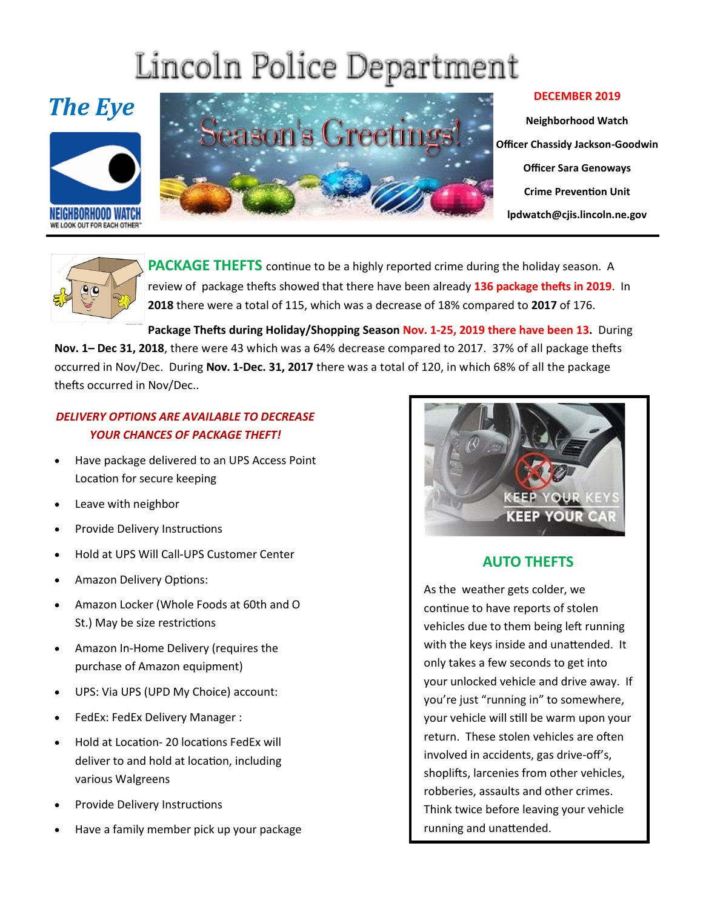# Lincoln Police Department

## The Eye

**DECEMBER 2019**

**Neighborhood Watch**

**Officer Chassidy Jackson-Goodwin**

**Officer Sara Genoways**

**Crime Prevention Unit**

**lpdwatch@cjis.lincoln.ne.gov**

---

**PACKAGE THEFTS** continue to be a highly reported crime during the holiday season. A review of package thefts showed that there have been already **136 package thefts in 2019**. In **2018** there were a total of 115, which was a decrease of 18% compared to **2017** of 176.

**Package Thefts during Holiday/Shopping Season Nov. 1-25, 2019 there have been 13.** During **Nov. 1– Dec 31, 2018**, there were 43 which was a 64% decrease compared to 2017. 37% of all package thefts occurred in Nov/Dec. During **Nov. 1-Dec. 31, 2017** there was a total of 120, in which 68% of all the package thefts occurred in Nov/Dec..

***DELIVERY OPTIONS ARE AVAILABLE TO DECREASE YOUR CHANCES OF PACKAGE THEFT!***

- Have package delivered to an UPS Access Point Location for secure keeping
- Leave with neighbor
- Provide Delivery Instructions
- Hold at UPS Will Call-UPS Customer Center
- Amazon Delivery Options:
- Amazon Locker (Whole Foods at 60th and O St.) May be size restrictions
- Amazon In-Home Delivery (requires the purchase of Amazon equipment)
- UPS: Via UPS (UPD My Choice) account:
- FedEx: FedEx Delivery Manager :
- Hold at Location- 20 locations FedEx will deliver to and hold at location, including various Walgreens
- Provide Delivery Instructions
- Have a family member pick up your package

KEEP YOUR KEYS KEEP YOUR CAR

## AUTO THEFTS

As the weather gets colder, we continue to have reports of stolen vehicles due to them being left running with the keys inside and unattended. It only takes a few seconds to get into your unlocked vehicle and drive away. If you're just "running in" to somewhere, your vehicle will still be warm upon your return. These stolen vehicles are often involved in accidents, gas drive-off's, shoplifts, larcenies from other vehicles, robberies, assaults and other crimes. Think twice before leaving your vehicle running and unattended.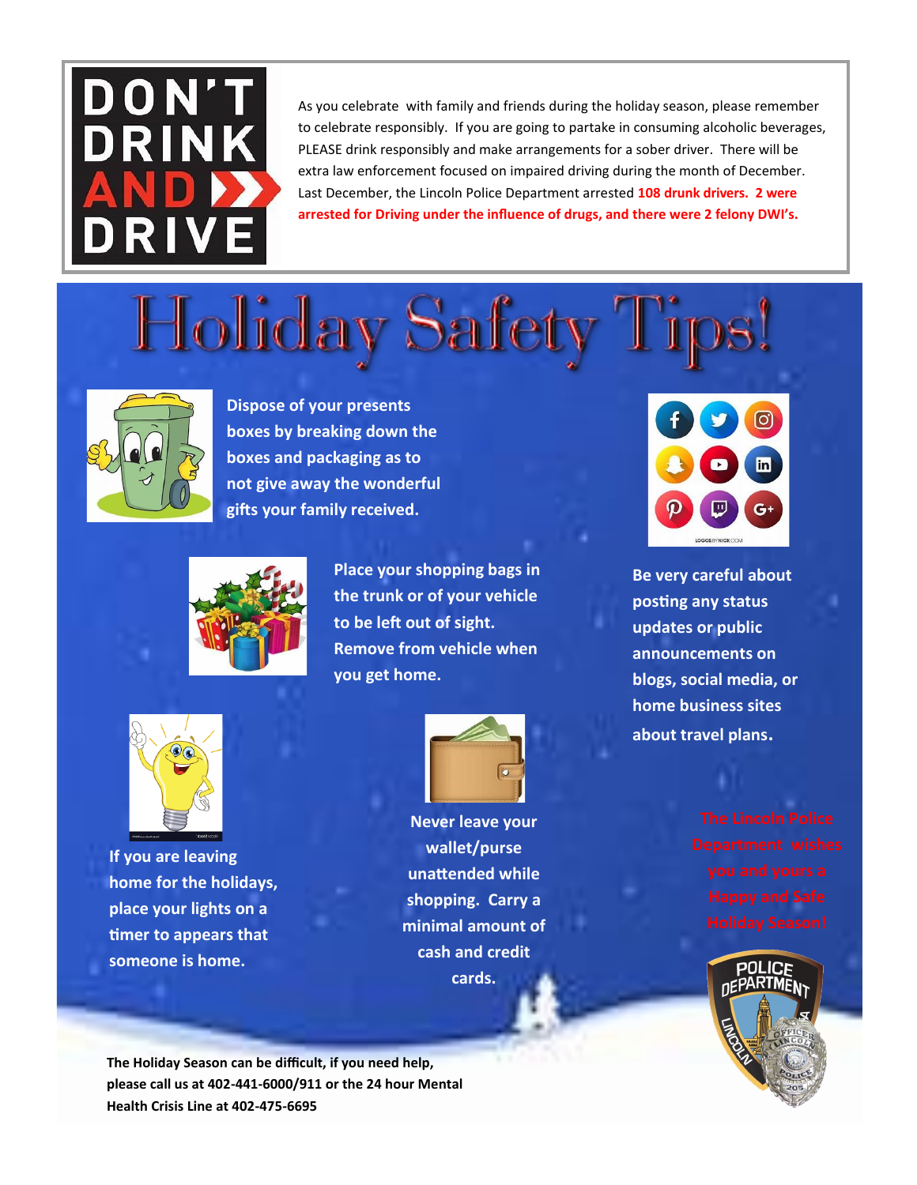As you celebrate with family and friends during the holiday season, please remember to celebrate responsibly. If you are going to partake in consuming alcoholic beverages, PLEASE drink responsibly and make arrangements for a sober driver. There will be extra law enforcement focused on impaired driving during the month of December. Last December, the Lincoln Police Department arrested **108 drunk drivers. 2 were arrested for Driving under the influence of drugs, and there were 2 felony DWI's.**

# Holiday Safety Tips!

**Dispose of your presents boxes by breaking down the boxes and packaging as to not give away the wonderful gifts your family received.**

**Place your shopping bags in the trunk or of your vehicle to be left out of sight. Remove from vehicle when you get home.**

**Be very careful about posting any status updates or public announcements on blogs, social media, or home business sites about travel plans.**

**If you are leaving home for the holidays, place your lights on a timer to appears that someone is home.**

**Never leave your wallet/purse unattended while shopping. Carry a minimal amount of cash and credit cards.**

**The Lincoln Police Department wishes you and yours a Happy and Safe Holiday Season!**

**The Holiday Season can be difficult, if you need help, please call us at 402-441-6000/911 or the 24 hour Mental Health Crisis Line at 402-475-6695**